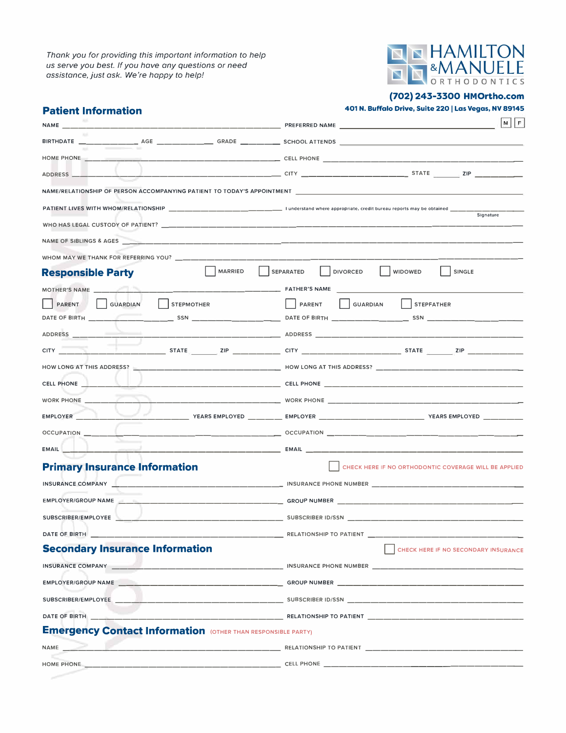*Thank you for providing this important information to help us serve you best. If you have any questions or need assistance, just ask. We're happy to help!*

**HAMILTON & MANUELE ORTHODONTICS**

**(702) 243-3300 HMOrtho.com**

**401 N. Buffalo Drive, Suite 220 | Las Vegas, NV 89145**

## Patient Information

NAME ______________________ PREFERRED NAME ______________________ ☐ M ☐ F

BIRTHDATE ____________ AGE ____________ GRADE ____________ SCHOOL ATTENDS ______________________

HOME PHONE ______________________ CELL PHONE ______________________

ADDRESS ______________________ CITY ____________ STATE ________ ZIP ________

NAME/RELATIONSHIP OF PERSON ACCOMPANYING PATIENT TO TODAY'S APPOINTMENT ______________________

PATIENT LIVES WITH WHOM/RELATIONSHIP ______________________ I understand where appropriate, credit bureau reports may be obtained ______________________ Signature

WHO HAS LEGAL CUSTODY OF PATIENT? ______________________

NAME OF SIBLINGS & AGES ______________________

WHOM MAY WE THANK FOR REFERRING YOU? ______________________

## Responsible Party

☐ MARRIED ☐ SEPARATED ☐ DIVORCED ☐ WIDOWED ☐ SINGLE

MOTHER'S NAME ______________________

☐ PARENT ☐ GUARDIAN ☐ STEPMOTHER

DATE OF BIRTH ____________ SSN ____________

ADDRESS ______________________

CITY ____________ STATE ________ ZIP ________

HOW LONG AT THIS ADDRESS? ______________________

CELL PHONE ______________________

WORK PHONE ______________________

EMPLOYER ____________ YEARS EMPLOYED ________

OCCUPATION ______________________

EMAIL ______________________

FATHER'S NAME ______________________

☐ PARENT ☐ GUARDIAN ☐ STEPFATHER

DATE OF BIRTH ____________ SSN ____________

ADDRESS ______________________

CITY ____________ STATE ________ ZIP ________

HOW LONG AT THIS ADDRESS? ______________________

CELL PHONE ______________________

WORK PHONE ______________________

EMPLOYER ____________ YEARS EMPLOYED ________

OCCUPATION ______________________

EMAIL ______________________

## Primary Insurance Information

☐ CHECK HERE IF NO ORTHODONTIC COVERAGE WILL BE APPLIED

INSURANCE COMPANY ______________________ INSURANCE PHONE NUMBER ______________________

EMPLOYER/GROUP NAME ______________________ GROUP NUMBER ______________________

SUBSCRIBER/EMPLOYEE ______________________ SUBSCRIBER ID/SSN ______________________

DATE OF BIRTH ______________________ RELATIONSHIP TO PATIENT ______________________

## Secondary Insurance Information

☐ CHECK HERE IF NO SECONDARY INSURANCE

INSURANCE COMPANY ______________________ INSURANCE PHONE NUMBER ______________________

EMPLOYER/GROUP NAME ______________________ GROUP NUMBER ______________________

SUBSCRIBER/EMPLOYEE ______________________ SUBSCRIBER ID/SSN ______________________

DATE OF BIRTH ______________________ RELATIONSHIP TO PATIENT ______________________

## Emergency Contact Information (OTHER THAN RESPONSIBLE PARTY)

NAME ______________________ RELATIONSHIP TO PATIENT ______________________

HOME PHONE ______________________ CELL PHONE ______________________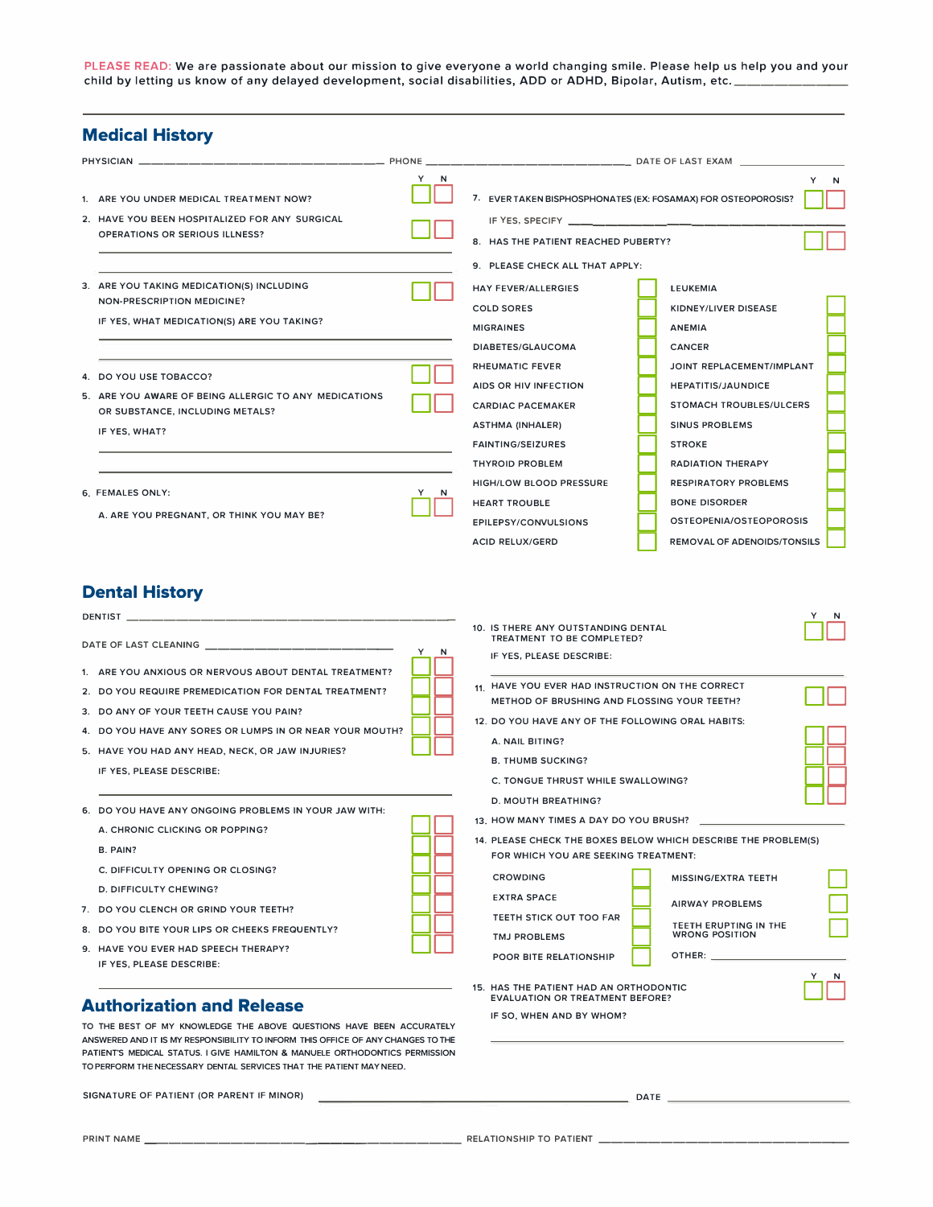PLEASE READ: We are passionate about our mission to give everyone a world changing smile. Please help us help you and your child by letting us know of any delayed development, social disabilities, ADD or ADHD, Bipolar, Autism, etc. ________________

## Medical History

PHYSICIAN ________________________________ PHONE ________________________________ DATE OF LAST EXAM ________________

| | Y | N |
|---|---|---|
| 1. ARE YOU UNDER MEDICAL TREATMENT NOW? | ☐ | ☐ |
| 2. HAVE YOU BEEN HOSPITALIZED FOR ANY SURGICAL OPERATIONS OR SERIOUS ILLNESS? | ☐ | ☐ |
| 3. ARE YOU TAKING MEDICATION(S) INCLUDING NON-PRESCRIPTION MEDICINE? | ☐ | ☐ |
| 4. DO YOU USE TOBACCO? | ☐ | ☐ |
| 5. ARE YOU AWARE OF BEING ALLERGIC TO ANY MEDICATIONS OR SUBSTANCE, INCLUDING METALS? | ☐ | ☐ |

________________________________

IF YES, WHAT MEDICATION(S) ARE YOU TAKING? ________________________________

IF YES, WHAT? ________________________________

6. FEMALES ONLY:

| | Y | N |
|---|---|---|
| A. ARE YOU PREGNANT, OR THINK YOU MAY BE? | ☐ | ☐ |

| | Y | N |
|---|---|---|
| 7. EVER TAKEN BISPHOSPHONATES (EX: FOSAMAX) FOR OSTEOPOROSIS? | ☐ | ☐ |
| 8. HAS THE PATIENT REACHED PUBERTY? | ☐ | ☐ |

IF YES, SPECIFY ________________

9. PLEASE CHECK ALL THAT APPLY:

| | | | |
|---|---|---|---|
| HAY FEVER/ALLERGIES | ☐ | LEUKEMIA | ☐ |
| COLD SORES | ☐ | KIDNEY/LIVER DISEASE | ☐ |
| MIGRAINES | ☐ | ANEMIA | ☐ |
| DIABETES/GLAUCOMA | ☐ | CANCER | ☐ |
| RHEUMATIC FEVER | ☐ | JOINT REPLACEMENT/IMPLANT | ☐ |
| AIDS OR HIV INFECTION | ☐ | HEPATITIS/JAUNDICE | ☐ |
| CARDIAC PACEMAKER | ☐ | STOMACH TROUBLES/ULCERS | ☐ |
| ASTHMA (INHALER) | ☐ | SINUS PROBLEMS | ☐ |
| FAINTING/SEIZURES | ☐ | STROKE | ☐ |
| THYROID PROBLEM | ☐ | RADIATION THERAPY | ☐ |
| HIGH/LOW BLOOD PRESSURE | ☐ | RESPIRATORY PROBLEMS | ☐ |
| HEART TROUBLE | ☐ | BONE DISORDER | ☐ |
| EPILEPSY/CONVULSIONS | ☐ | OSTEOPENIA/OSTEOPOROSIS | ☐ |
| ACID RELUX/GERD | ☐ | REMOVAL OF ADENOIDS/TONSILS | ☐ |

## Dental History

DENTIST ________________________________

DATE OF LAST CLEANING ________________________________

| | Y | N |
|---|---|---|
| 1. ARE YOU ANXIOUS OR NERVOUS ABOUT DENTAL TREATMENT? | ☐ | ☐ |
| 2. DO YOU REQUIRE PREMEDICATION FOR DENTAL TREATMENT? | ☐ | ☐ |
| 3. DO ANY OF YOUR TEETH CAUSE YOU PAIN? | ☐ | ☐ |
| 4. DO YOU HAVE ANY SORES OR LUMPS IN OR NEAR YOUR MOUTH? | ☐ | ☐ |
| 5. HAVE YOU HAD ANY HEAD, NECK, OR JAW INJURIES? | ☐ | ☐ |

IF YES, PLEASE DESCRIBE: ________________________________

6. DO YOU HAVE ANY ONGOING PROBLEMS IN YOUR JAW WITH:

| | Y | N |
|---|---|---|
| A. CHRONIC CLICKING OR POPPING? | ☐ | ☐ |
| B. PAIN? | ☐ | ☐ |
| C. DIFFICULTY OPENING OR CLOSING? | ☐ | ☐ |
| D. DIFFICULTY CHEWING? | ☐ | ☐ |
| 7. DO YOU CLENCH OR GRIND YOUR TEETH? | ☐ | ☐ |
| 8. DO YOU BITE YOUR LIPS OR CHEEKS FREQUENTLY? | ☐ | ☐ |
| 9. HAVE YOU EVER HAD SPEECH THERAPY? | ☐ | ☐ |

IF YES, PLEASE DESCRIBE: ________________________________

| | Y | N |
|---|---|---|
| 10. IS THERE ANY OUTSTANDING DENTAL TREATMENT TO BE COMPLETED? | ☐ | ☐ |

IF YES, PLEASE DESCRIBE: ________________________________

| | Y | N |
|---|---|---|
| 11. HAVE YOU EVER HAD INSTRUCTION ON THE CORRECT METHOD OF BRUSHING AND FLOSSING YOUR TEETH? | ☐ | ☐ |

12. DO YOU HAVE ANY OF THE FOLLOWING ORAL HABITS:

| | Y | N |
|---|---|---|
| A. NAIL BITING? | ☐ | ☐ |
| B. THUMB SUCKING? | ☐ | ☐ |
| C. TONGUE THRUST WHILE SWALLOWING? | ☐ | ☐ |
| D. MOUTH BREATHING? | ☐ | ☐ |

13. HOW MANY TIMES A DAY DO YOU BRUSH? ________________

14. PLEASE CHECK THE BOXES BELOW WHICH DESCRIBE THE PROBLEM(S) FOR WHICH YOU ARE SEEKING TREATMENT:

| | | | |
|---|---|---|---|
| CROWDING | ☐ | MISSING/EXTRA TEETH | ☐ |
| EXTRA SPACE | ☐ | AIRWAY PROBLEMS | ☐ |
| TEETH STICK OUT TOO FAR | ☐ | TEETH ERUPTING IN THE WRONG POSITION | ☐ |
| TMJ PROBLEMS | ☐ | | |
| POOR BITE RELATIONSHIP | ☐ | OTHER: ________________ | |

| | Y | N |
|---|---|---|
| 15. HAS THE PATIENT HAD AN ORTHODONTIC EVALUATION OR TREATMENT BEFORE? | ☐ | ☐ |

IF SO, WHEN AND BY WHOM? ________________________________

## Authorization and Release

TO THE BEST OF MY KNOWLEDGE THE ABOVE QUESTIONS HAVE BEEN ACCURATELY ANSWERED AND IT IS MY RESPONSIBILITY TO INFORM THIS OFFICE OF ANY CHANGES TO THE PATIENT'S MEDICAL STATUS. I GIVE HAMILTON & MANUELE ORTHODONTICS PERMISSION TO PERFORM THE NECESSARY DENTAL SERVICES THAT THE PATIENT MAY NEED.

SIGNATURE OF PATIENT (OR PARENT IF MINOR) ________________________________ DATE ________________

PRINT NAME ________________________________ RELATIONSHIP TO PATIENT ________________________________